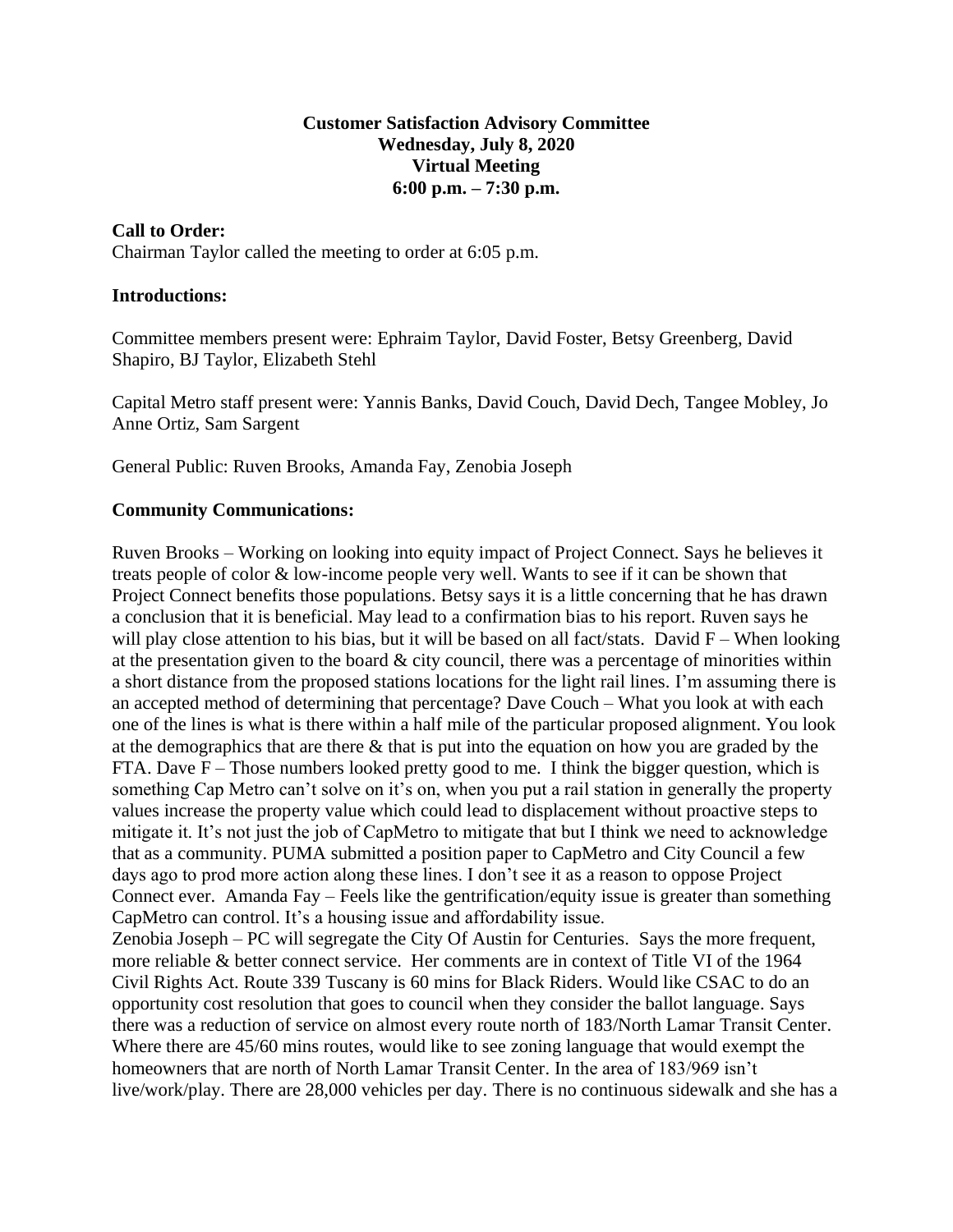**Customer Satisfaction Advisory Committee**
**Wednesday, July 8, 2020**
**Virtual Meeting**
**6:00 p.m. – 7:30 p.m.**

**Call to Order:**
Chairman Taylor called the meeting to order at 6:05 p.m.

**Introductions:**

Committee members present were: Ephraim Taylor, David Foster, Betsy Greenberg, David Shapiro, BJ Taylor, Elizabeth Stehl

Capital Metro staff present were: Yannis Banks, David Couch, David Dech, Tangee Mobley, Jo Anne Ortiz, Sam Sargent

General Public: Ruven Brooks, Amanda Fay, Zenobia Joseph

**Community Communications:**

Ruven Brooks – Working on looking into equity impact of Project Connect. Says he believes it treats people of color & low-income people very well. Wants to see if it can be shown that Project Connect benefits those populations. Betsy says it is a little concerning that he has drawn a conclusion that it is beneficial. May lead to a confirmation bias to his report. Ruven says he will play close attention to his bias, but it will be based on all fact/stats. David F – When looking at the presentation given to the board & city council, there was a percentage of minorities within a short distance from the proposed stations locations for the light rail lines. I'm assuming there is an accepted method of determining that percentage? Dave Couch – What you look at with each one of the lines is what is there within a half mile of the particular proposed alignment. You look at the demographics that are there & that is put into the equation on how you are graded by the FTA. Dave F – Those numbers looked pretty good to me. I think the bigger question, which is something Cap Metro can't solve on it's on, when you put a rail station in generally the property values increase the property value which could lead to displacement without proactive steps to mitigate it. It's not just the job of CapMetro to mitigate that but I think we need to acknowledge that as a community. PUMA submitted a position paper to CapMetro and City Council a few days ago to prod more action along these lines. I don't see it as a reason to oppose Project Connect ever. Amanda Fay – Feels like the gentrification/equity issue is greater than something CapMetro can control. It's a housing issue and affordability issue.
Zenobia Joseph – PC will segregate the City Of Austin for Centuries. Says the more frequent, more reliable & better connect service. Her comments are in context of Title VI of the 1964 Civil Rights Act. Route 339 Tuscany is 60 mins for Black Riders. Would like CSAC to do an opportunity cost resolution that goes to council when they consider the ballot language. Says there was a reduction of service on almost every route north of 183/North Lamar Transit Center. Where there are 45/60 mins routes, would like to see zoning language that would exempt the homeowners that are north of North Lamar Transit Center. In the area of 183/969 isn't live/work/play. There are 28,000 vehicles per day. There is no continuous sidewalk and she has a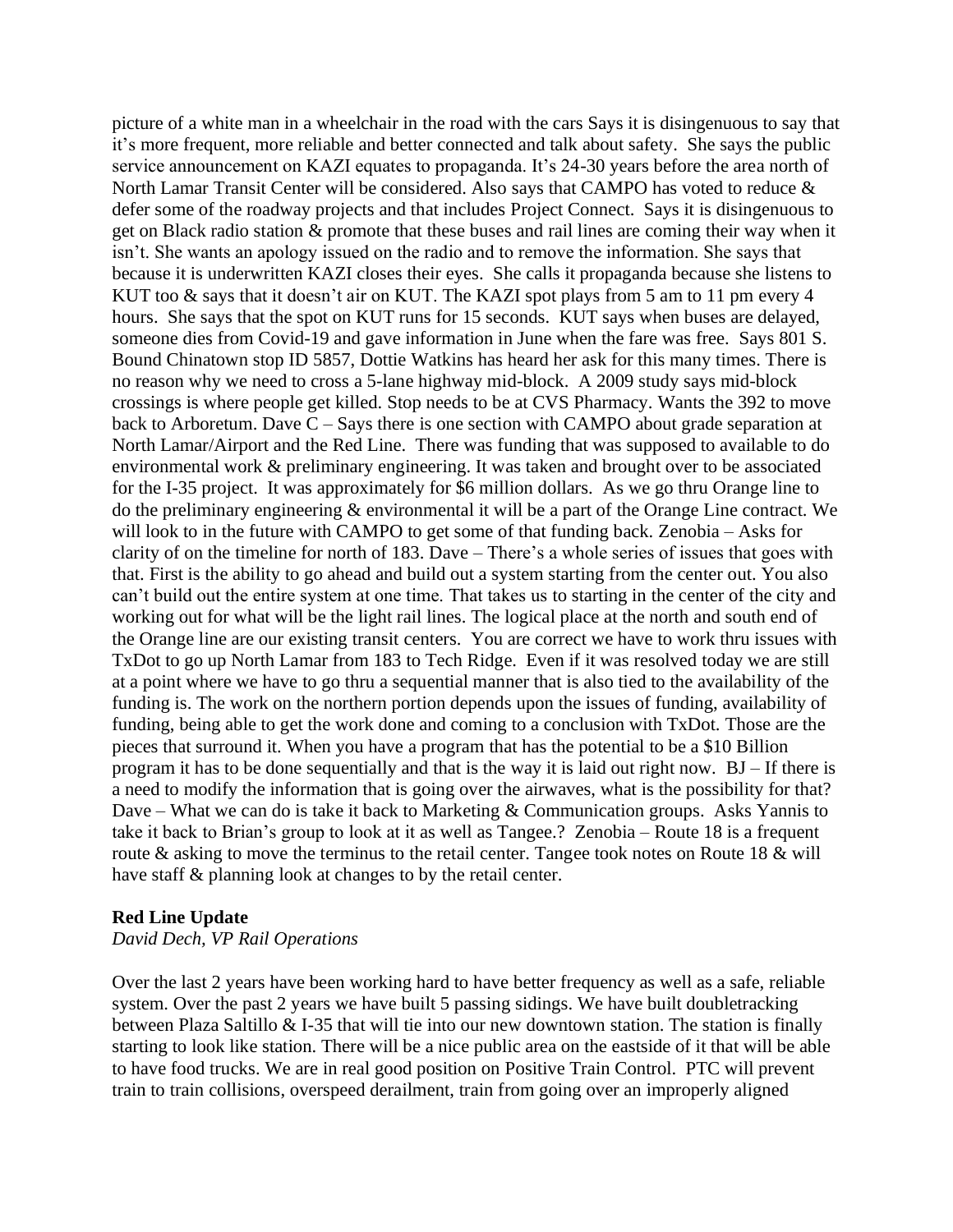picture of a white man in a wheelchair in the road with the cars Says it is disingenuous to say that it's more frequent, more reliable and better connected and talk about safety. She says the public service announcement on KAZI equates to propaganda. It's 24-30 years before the area north of North Lamar Transit Center will be considered. Also says that CAMPO has voted to reduce & defer some of the roadway projects and that includes Project Connect. Says it is disingenuous to get on Black radio station & promote that these buses and rail lines are coming their way when it isn't. She wants an apology issued on the radio and to remove the information. She says that because it is underwritten KAZI closes their eyes. She calls it propaganda because she listens to KUT too & says that it doesn't air on KUT. The KAZI spot plays from 5 am to 11 pm every 4 hours. She says that the spot on KUT runs for 15 seconds. KUT says when buses are delayed, someone dies from Covid-19 and gave information in June when the fare was free. Says 801 S. Bound Chinatown stop ID 5857, Dottie Watkins has heard her ask for this many times. There is no reason why we need to cross a 5-lane highway mid-block. A 2009 study says mid-block crossings is where people get killed. Stop needs to be at CVS Pharmacy. Wants the 392 to move back to Arboretum. Dave C – Says there is one section with CAMPO about grade separation at North Lamar/Airport and the Red Line. There was funding that was supposed to available to do environmental work & preliminary engineering. It was taken and brought over to be associated for the I-35 project. It was approximately for $6 million dollars. As we go thru Orange line to do the preliminary engineering & environmental it will be a part of the Orange Line contract. We will look to in the future with CAMPO to get some of that funding back. Zenobia – Asks for clarity of on the timeline for north of 183. Dave – There's a whole series of issues that goes with that. First is the ability to go ahead and build out a system starting from the center out. You also can't build out the entire system at one time. That takes us to starting in the center of the city and working out for what will be the light rail lines. The logical place at the north and south end of the Orange line are our existing transit centers. You are correct we have to work thru issues with TxDot to go up North Lamar from 183 to Tech Ridge. Even if it was resolved today we are still at a point where we have to go thru a sequential manner that is also tied to the availability of the funding is. The work on the northern portion depends upon the issues of funding, availability of funding, being able to get the work done and coming to a conclusion with TxDot. Those are the pieces that surround it. When you have a program that has the potential to be a $10 Billion program it has to be done sequentially and that is the way it is laid out right now. BJ – If there is a need to modify the information that is going over the airwaves, what is the possibility for that? Dave – What we can do is take it back to Marketing & Communication groups. Asks Yannis to take it back to Brian's group to look at it as well as Tangee.? Zenobia – Route 18 is a frequent route & asking to move the terminus to the retail center. Tangee took notes on Route 18 & will have staff & planning look at changes to by the retail center.

**Red Line Update**

*David Dech, VP Rail Operations*

Over the last 2 years have been working hard to have better frequency as well as a safe, reliable system. Over the past 2 years we have built 5 passing sidings. We have built doubletracking between Plaza Saltillo & I-35 that will tie into our new downtown station. The station is finally starting to look like station. There will be a nice public area on the eastside of it that will be able to have food trucks. We are in real good position on Positive Train Control. PTC will prevent train to train collisions, overspeed derailment, train from going over an improperly aligned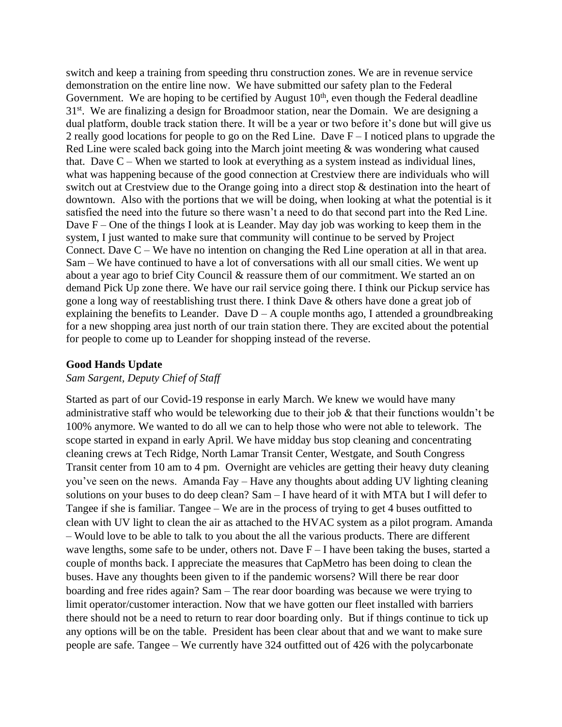switch and keep a training from speeding thru construction zones. We are in revenue service demonstration on the entire line now. We have submitted our safety plan to the Federal Government. We are hoping to be certified by August 10th, even though the Federal deadline 31st. We are finalizing a design for Broadmoor station, near the Domain. We are designing a dual platform, double track station there. It will be a year or two before it's done but will give us 2 really good locations for people to go on the Red Line. Dave F – I noticed plans to upgrade the Red Line were scaled back going into the March joint meeting & was wondering what caused that. Dave C – When we started to look at everything as a system instead as individual lines, what was happening because of the good connection at Crestview there are individuals who will switch out at Crestview due to the Orange going into a direct stop & destination into the heart of downtown. Also with the portions that we will be doing, when looking at what the potential is it satisfied the need into the future so there wasn't a need to do that second part into the Red Line. Dave F – One of the things I look at is Leander. May day job was working to keep them in the system, I just wanted to make sure that community will continue to be served by Project Connect. Dave C – We have no intention on changing the Red Line operation at all in that area. Sam – We have continued to have a lot of conversations with all our small cities. We went up about a year ago to brief City Council & reassure them of our commitment. We started an on demand Pick Up zone there. We have our rail service going there. I think our Pickup service has gone a long way of reestablishing trust there. I think Dave & others have done a great job of explaining the benefits to Leander. Dave D – A couple months ago, I attended a groundbreaking for a new shopping area just north of our train station there. They are excited about the potential for people to come up to Leander for shopping instead of the reverse.

**Good Hands Update**

*Sam Sargent, Deputy Chief of Staff*

Started as part of our Covid-19 response in early March. We knew we would have many administrative staff who would be teleworking due to their job & that their functions wouldn't be 100% anymore. We wanted to do all we can to help those who were not able to telework. The scope started in expand in early April. We have midday bus stop cleaning and concentrating cleaning crews at Tech Ridge, North Lamar Transit Center, Westgate, and South Congress Transit center from 10 am to 4 pm. Overnight are vehicles are getting their heavy duty cleaning you've seen on the news. Amanda Fay – Have any thoughts about adding UV lighting cleaning solutions on your buses to do deep clean? Sam – I have heard of it with MTA but I will defer to Tangee if she is familiar. Tangee – We are in the process of trying to get 4 buses outfitted to clean with UV light to clean the air as attached to the HVAC system as a pilot program. Amanda – Would love to be able to talk to you about the all the various products. There are different wave lengths, some safe to be under, others not. Dave F – I have been taking the buses, started a couple of months back. I appreciate the measures that CapMetro has been doing to clean the buses. Have any thoughts been given to if the pandemic worsens? Will there be rear door boarding and free rides again? Sam – The rear door boarding was because we were trying to limit operator/customer interaction. Now that we have gotten our fleet installed with barriers there should not be a need to return to rear door boarding only. But if things continue to tick up any options will be on the table. President has been clear about that and we want to make sure people are safe. Tangee – We currently have 324 outfitted out of 426 with the polycarbonate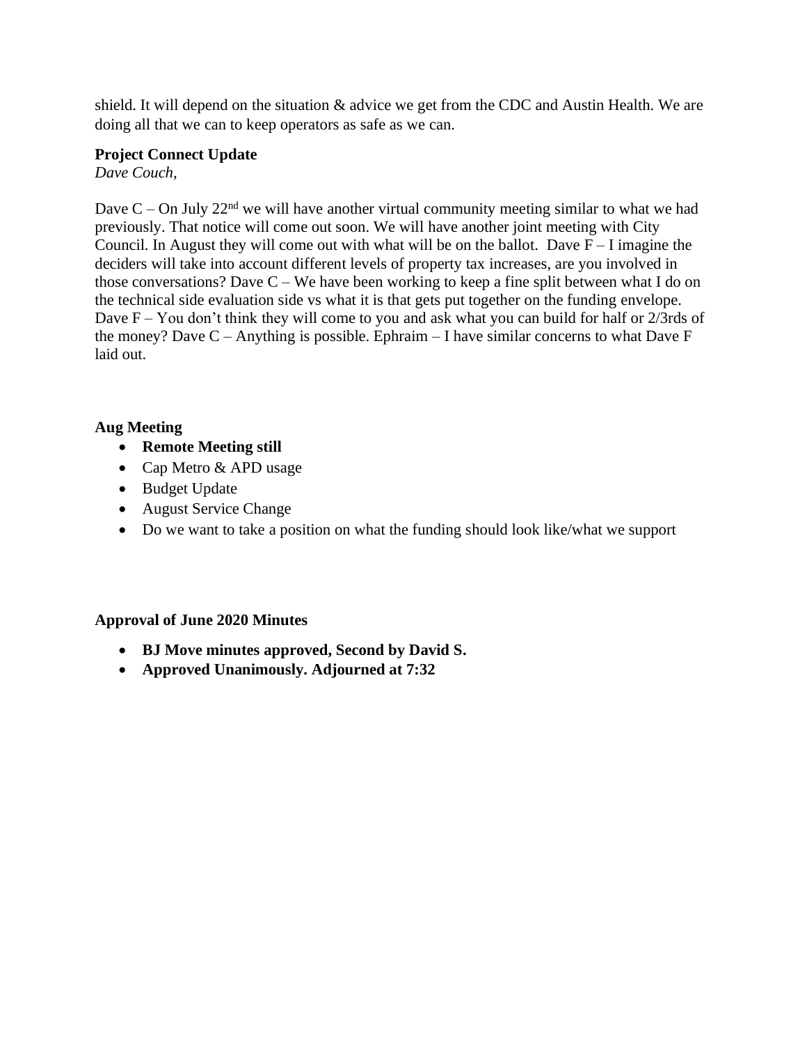shield. It will depend on the situation & advice we get from the CDC and Austin Health. We are doing all that we can to keep operators as safe as we can.

**Project Connect Update**
*Dave Couch,*

Dave C – On July 22nd we will have another virtual community meeting similar to what we had previously. That notice will come out soon. We will have another joint meeting with City Council. In August they will come out with what will be on the ballot. Dave F – I imagine the deciders will take into account different levels of property tax increases, are you involved in those conversations? Dave C – We have been working to keep a fine split between what I do on the technical side evaluation side vs what it is that gets put together on the funding envelope. Dave F – You don't think they will come to you and ask what you can build for half or 2/3rds of the money? Dave C – Anything is possible. Ephraim – I have similar concerns to what Dave F laid out.

**Aug Meeting**

- **Remote Meeting still**
- Cap Metro & APD usage
- Budget Update
- August Service Change
- Do we want to take a position on what the funding should look like/what we support

**Approval of June 2020 Minutes**

- **BJ Move minutes approved, Second by David S.**
- **Approved Unanimously. Adjourned at 7:32**